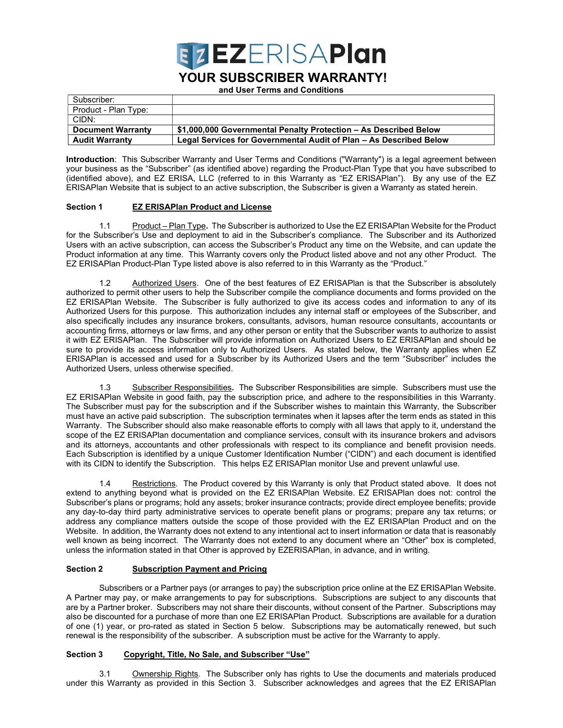# EZERISAPlan

## YOUR SUBSCRIBER WARRANTY!

**and User Terms and Conditions**

| Subscriber: | |
|---|---|
| Product - Plan Type: | |
| CIDN: | |
| **Document Warranty** | **$1,000,000 Governmental Penalty Protection – As Described Below** |
| **Audit Warranty** | **Legal Services for Governmental Audit of Plan – As Described Below** |

**Introduction**: This Subscriber Warranty and User Terms and Conditions ("Warranty") is a legal agreement between your business as the "Subscriber" (as identified above) regarding the Product-Plan Type that you have subscribed to (identified above), and EZ ERISA, LLC (referred to in this Warranty as "EZ ERISAPlan"). By any use of the EZ ERISAPlan Website that is subject to an active subscription, the Subscriber is given a Warranty as stated herein.

### Section 1 EZ ERISAPlan Product and License

1.1 Product – Plan Type**.** The Subscriber is authorized to Use the EZ ERISAPlan Website for the Product for the Subscriber's Use and deployment to aid in the Subscriber's compliance. The Subscriber and its Authorized Users with an active subscription, can access the Subscriber's Product any time on the Website, and can update the Product information at any time. This Warranty covers only the Product listed above and not any other Product. The EZ ERISAPlan Product-Plan Type listed above is also referred to in this Warranty as the "Product."

1.2 Authorized Users. One of the best features of EZ ERISAPlan is that the Subscriber is absolutely authorized to permit other users to help the Subscriber compile the compliance documents and forms provided on the EZ ERISAPlan Website. The Subscriber is fully authorized to give its access codes and information to any of its Authorized Users for this purpose. This authorization includes any internal staff or employees of the Subscriber, and also specifically includes any insurance brokers, consultants, advisors, human resource consultants, accountants or accounting firms, attorneys or law firms, and any other person or entity that the Subscriber wants to authorize to assist it with EZ ERISAPlan. The Subscriber will provide information on Authorized Users to EZ ERISAPlan and should be sure to provide its access information only to Authorized Users. As stated below, the Warranty applies when EZ ERISAPlan is accessed and used for a Subscriber by its Authorized Users and the term "Subscriber" includes the Authorized Users, unless otherwise specified.

1.3 Subscriber Responsibilities**.** The Subscriber Responsibilities are simple. Subscribers must use the EZ ERISAPlan Website in good faith, pay the subscription price, and adhere to the responsibilities in this Warranty. The Subscriber must pay for the subscription and if the Subscriber wishes to maintain this Warranty, the Subscriber must have an active paid subscription. The subscription terminates when it lapses after the term ends as stated in this Warranty. The Subscriber should also make reasonable efforts to comply with all laws that apply to it, understand the scope of the EZ ERISAPlan documentation and compliance services, consult with its insurance brokers and advisors and its attorneys, accountants and other professionals with respect to its compliance and benefit provision needs. Each Subscription is identified by a unique Customer Identification Number ("CIDN") and each document is identified with its CIDN to identify the Subscription. This helps EZ ERISAPlan monitor Use and prevent unlawful use.

1.4 Restrictions. The Product covered by this Warranty is only that Product stated above. It does not extend to anything beyond what is provided on the EZ ERISAPlan Website. EZ ERISAPlan does not: control the Subscriber's plans or programs; hold any assets; broker insurance contracts; provide direct employee benefits; provide any day-to-day third party administrative services to operate benefit plans or programs; prepare any tax returns; or address any compliance matters outside the scope of those provided with the EZ ERISAPlan Product and on the Website. In addition, the Warranty does not extend to any intentional act to insert information or data that is reasonably well known as being incorrect. The Warranty does not extend to any document where an "Other" box is completed, unless the information stated in that Other is approved by EZERISAPlan, in advance, and in writing.

### Section 2 Subscription Payment and Pricing

Subscribers or a Partner pays (or arranges to pay) the subscription price online at the EZ ERISAPlan Website. A Partner may pay, or make arrangements to pay for subscriptions. Subscriptions are subject to any discounts that are by a Partner broker. Subscribers may not share their discounts, without consent of the Partner. Subscriptions may also be discounted for a purchase of more than one EZ ERISAPlan Product. Subscriptions are available for a duration of one (1) year, or pro-rated as stated in Section 5 below. Subscriptions may be automatically renewed, but such renewal is the responsibility of the subscriber. A subscription must be active for the Warranty to apply.

### Section 3 Copyright, Title, No Sale, and Subscriber "Use"

3.1 Ownership Rights. The Subscriber only has rights to Use the documents and materials produced under this Warranty as provided in this Section 3. Subscriber acknowledges and agrees that the EZ ERISAPlan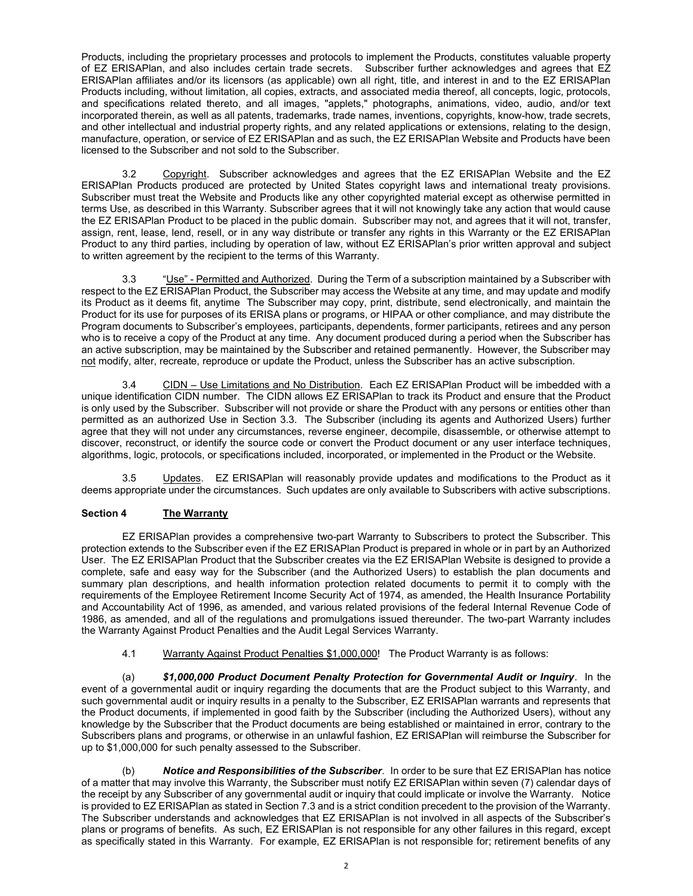Products, including the proprietary processes and protocols to implement the Products, constitutes valuable property of EZ ERISAPlan, and also includes certain trade secrets. Subscriber further acknowledges and agrees that EZ ERISAPlan affiliates and/or its licensors (as applicable) own all right, title, and interest in and to the EZ ERISAPlan Products including, without limitation, all copies, extracts, and associated media thereof, all concepts, logic, protocols, and specifications related thereto, and all images, "applets," photographs, animations, video, audio, and/or text incorporated therein, as well as all patents, trademarks, trade names, inventions, copyrights, know-how, trade secrets, and other intellectual and industrial property rights, and any related applications or extensions, relating to the design, manufacture, operation, or service of EZ ERISAPlan and as such, the EZ ERISAPlan Website and Products have been licensed to the Subscriber and not sold to the Subscriber.

3.2 Copyright. Subscriber acknowledges and agrees that the EZ ERISAPlan Website and the EZ ERISAPlan Products produced are protected by United States copyright laws and international treaty provisions. Subscriber must treat the Website and Products like any other copyrighted material except as otherwise permitted in terms Use, as described in this Warranty. Subscriber agrees that it will not knowingly take any action that would cause the EZ ERISAPlan Product to be placed in the public domain. Subscriber may not, and agrees that it will not, transfer, assign, rent, lease, lend, resell, or in any way distribute or transfer any rights in this Warranty or the EZ ERISAPlan Product to any third parties, including by operation of law, without EZ ERISAPlan's prior written approval and subject to written agreement by the recipient to the terms of this Warranty.

3.3 "Use" - Permitted and Authorized. During the Term of a subscription maintained by a Subscriber with respect to the EZ ERISAPlan Product, the Subscriber may access the Website at any time, and may update and modify its Product as it deems fit, anytime The Subscriber may copy, print, distribute, send electronically, and maintain the Product for its use for purposes of its ERISA plans or programs, or HIPAA or other compliance, and may distribute the Program documents to Subscriber's employees, participants, dependents, former participants, retirees and any person who is to receive a copy of the Product at any time. Any document produced during a period when the Subscriber has an active subscription, may be maintained by the Subscriber and retained permanently. However, the Subscriber may not modify, alter, recreate, reproduce or update the Product, unless the Subscriber has an active subscription.

3.4 CIDN – Use Limitations and No Distribution. Each EZ ERISAPlan Product will be imbedded with a unique identification CIDN number. The CIDN allows EZ ERISAPlan to track its Product and ensure that the Product is only used by the Subscriber. Subscriber will not provide or share the Product with any persons or entities other than permitted as an authorized Use in Section 3.3. The Subscriber (including its agents and Authorized Users) further agree that they will not under any circumstances, reverse engineer, decompile, disassemble, or otherwise attempt to discover, reconstruct, or identify the source code or convert the Product document or any user interface techniques, algorithms, logic, protocols, or specifications included, incorporated, or implemented in the Product or the Website.

3.5 Updates. EZ ERISAPlan will reasonably provide updates and modifications to the Product as it deems appropriate under the circumstances. Such updates are only available to Subscribers with active subscriptions.

## Section 4 The Warranty

EZ ERISAPlan provides a comprehensive two-part Warranty to Subscribers to protect the Subscriber. This protection extends to the Subscriber even if the EZ ERISAPlan Product is prepared in whole or in part by an Authorized User. The EZ ERISAPlan Product that the Subscriber creates via the EZ ERISAPlan Website is designed to provide a complete, safe and easy way for the Subscriber (and the Authorized Users) to establish the plan documents and summary plan descriptions, and health information protection related documents to permit it to comply with the requirements of the Employee Retirement Income Security Act of 1974, as amended, the Health Insurance Portability and Accountability Act of 1996, as amended, and various related provisions of the federal Internal Revenue Code of 1986, as amended, and all of the regulations and promulgations issued thereunder. The two-part Warranty includes the Warranty Against Product Penalties and the Audit Legal Services Warranty.

4.1 Warranty Against Product Penalties $1,000,000! The Product Warranty is as follows:

(a) ***$1,000,000 Product Document Penalty Protection for Governmental Audit or Inquiry***. In the event of a governmental audit or inquiry regarding the documents that are the Product subject to this Warranty, and such governmental audit or inquiry results in a penalty to the Subscriber, EZ ERISAPlan warrants and represents that the Product documents, if implemented in good faith by the Subscriber (including the Authorized Users), without any knowledge by the Subscriber that the Product documents are being established or maintained in error, contrary to the Subscribers plans and programs, or otherwise in an unlawful fashion, EZ ERISAPlan will reimburse the Subscriber for up to $1,000,000 for such penalty assessed to the Subscriber.

(b) ***Notice and Responsibilities of the Subscriber***. In order to be sure that EZ ERISAPlan has notice of a matter that may involve this Warranty, the Subscriber must notify EZ ERISAPlan within seven (7) calendar days of the receipt by any Subscriber of any governmental audit or inquiry that could implicate or involve the Warranty. Notice is provided to EZ ERISAPlan as stated in Section 7.3 and is a strict condition precedent to the provision of the Warranty. The Subscriber understands and acknowledges that EZ ERISAPlan is not involved in all aspects of the Subscriber's plans or programs of benefits. As such, EZ ERISAPlan is not responsible for any other failures in this regard, except as specifically stated in this Warranty. For example, EZ ERISAPlan is not responsible for; retirement benefits of any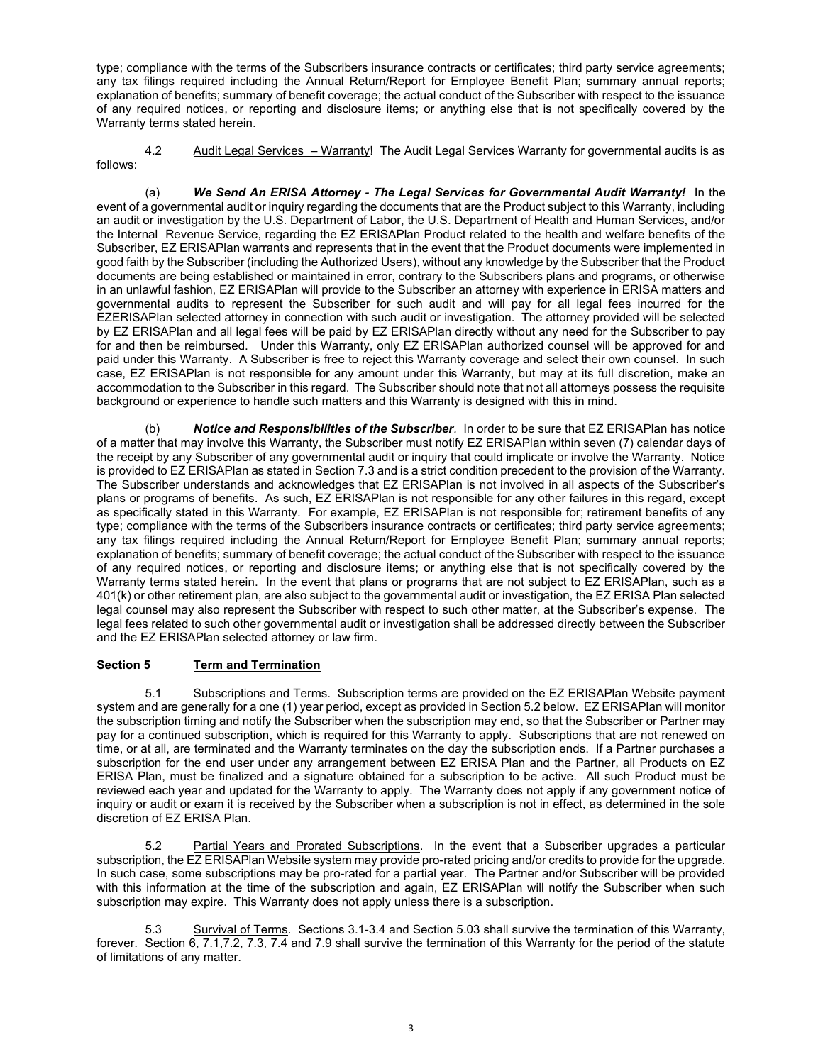type; compliance with the terms of the Subscribers insurance contracts or certificates; third party service agreements; any tax filings required including the Annual Return/Report for Employee Benefit Plan; summary annual reports; explanation of benefits; summary of benefit coverage; the actual conduct of the Subscriber with respect to the issuance of any required notices, or reporting and disclosure items; or anything else that is not specifically covered by the Warranty terms stated herein.

4.2 Audit Legal Services – Warranty! The Audit Legal Services Warranty for governmental audits is as follows:

(a) ***We Send An ERISA Attorney - The Legal Services for Governmental Audit Warranty!*** In the event of a governmental audit or inquiry regarding the documents that are the Product subject to this Warranty, including an audit or investigation by the U.S. Department of Labor, the U.S. Department of Health and Human Services, and/or the Internal Revenue Service, regarding the EZ ERISAPlan Product related to the health and welfare benefits of the Subscriber, EZ ERISAPlan warrants and represents that in the event that the Product documents were implemented in good faith by the Subscriber (including the Authorized Users), without any knowledge by the Subscriber that the Product documents are being established or maintained in error, contrary to the Subscribers plans and programs, or otherwise in an unlawful fashion, EZ ERISAPlan will provide to the Subscriber an attorney with experience in ERISA matters and governmental audits to represent the Subscriber for such audit and will pay for all legal fees incurred for the EZERISAPlan selected attorney in connection with such audit or investigation. The attorney provided will be selected by EZ ERISAPlan and all legal fees will be paid by EZ ERISAPlan directly without any need for the Subscriber to pay for and then be reimbursed. Under this Warranty, only EZ ERISAPlan authorized counsel will be approved for and paid under this Warranty. A Subscriber is free to reject this Warranty coverage and select their own counsel. In such case, EZ ERISAPlan is not responsible for any amount under this Warranty, but may at its full discretion, make an accommodation to the Subscriber in this regard. The Subscriber should note that not all attorneys possess the requisite background or experience to handle such matters and this Warranty is designed with this in mind.

(b) ***Notice and Responsibilities of the Subscriber***. In order to be sure that EZ ERISAPlan has notice of a matter that may involve this Warranty, the Subscriber must notify EZ ERISAPlan within seven (7) calendar days of the receipt by any Subscriber of any governmental audit or inquiry that could implicate or involve the Warranty. Notice is provided to EZ ERISAPlan as stated in Section 7.3 and is a strict condition precedent to the provision of the Warranty. The Subscriber understands and acknowledges that EZ ERISAPlan is not involved in all aspects of the Subscriber's plans or programs of benefits. As such, EZ ERISAPlan is not responsible for any other failures in this regard, except as specifically stated in this Warranty. For example, EZ ERISAPlan is not responsible for; retirement benefits of any type; compliance with the terms of the Subscribers insurance contracts or certificates; third party service agreements; any tax filings required including the Annual Return/Report for Employee Benefit Plan; summary annual reports; explanation of benefits; summary of benefit coverage; the actual conduct of the Subscriber with respect to the issuance of any required notices, or reporting and disclosure items; or anything else that is not specifically covered by the Warranty terms stated herein. In the event that plans or programs that are not subject to EZ ERISAPlan, such as a 401(k) or other retirement plan, are also subject to the governmental audit or investigation, the EZ ERISA Plan selected legal counsel may also represent the Subscriber with respect to such other matter, at the Subscriber's expense. The legal fees related to such other governmental audit or investigation shall be addressed directly between the Subscriber and the EZ ERISAPlan selected attorney or law firm.

## Section 5 Term and Termination

5.1 Subscriptions and Terms. Subscription terms are provided on the EZ ERISAPlan Website payment system and are generally for a one (1) year period, except as provided in Section 5.2 below. EZ ERISAPlan will monitor the subscription timing and notify the Subscriber when the subscription may end, so that the Subscriber or Partner may pay for a continued subscription, which is required for this Warranty to apply. Subscriptions that are not renewed on time, or at all, are terminated and the Warranty terminates on the day the subscription ends. If a Partner purchases a subscription for the end user under any arrangement between EZ ERISA Plan and the Partner, all Products on EZ ERISA Plan, must be finalized and a signature obtained for a subscription to be active. All such Product must be reviewed each year and updated for the Warranty to apply. The Warranty does not apply if any government notice of inquiry or audit or exam it is received by the Subscriber when a subscription is not in effect, as determined in the sole discretion of EZ ERISA Plan.

5.2 Partial Years and Prorated Subscriptions. In the event that a Subscriber upgrades a particular subscription, the EZ ERISAPlan Website system may provide pro-rated pricing and/or credits to provide for the upgrade. In such case, some subscriptions may be pro-rated for a partial year. The Partner and/or Subscriber will be provided with this information at the time of the subscription and again, EZ ERISAPlan will notify the Subscriber when such subscription may expire. This Warranty does not apply unless there is a subscription.

5.3 Survival of Terms. Sections 3.1-3.4 and Section 5.03 shall survive the termination of this Warranty, forever. Section 6, 7.1,7.2, 7.3, 7.4 and 7.9 shall survive the termination of this Warranty for the period of the statute of limitations of any matter.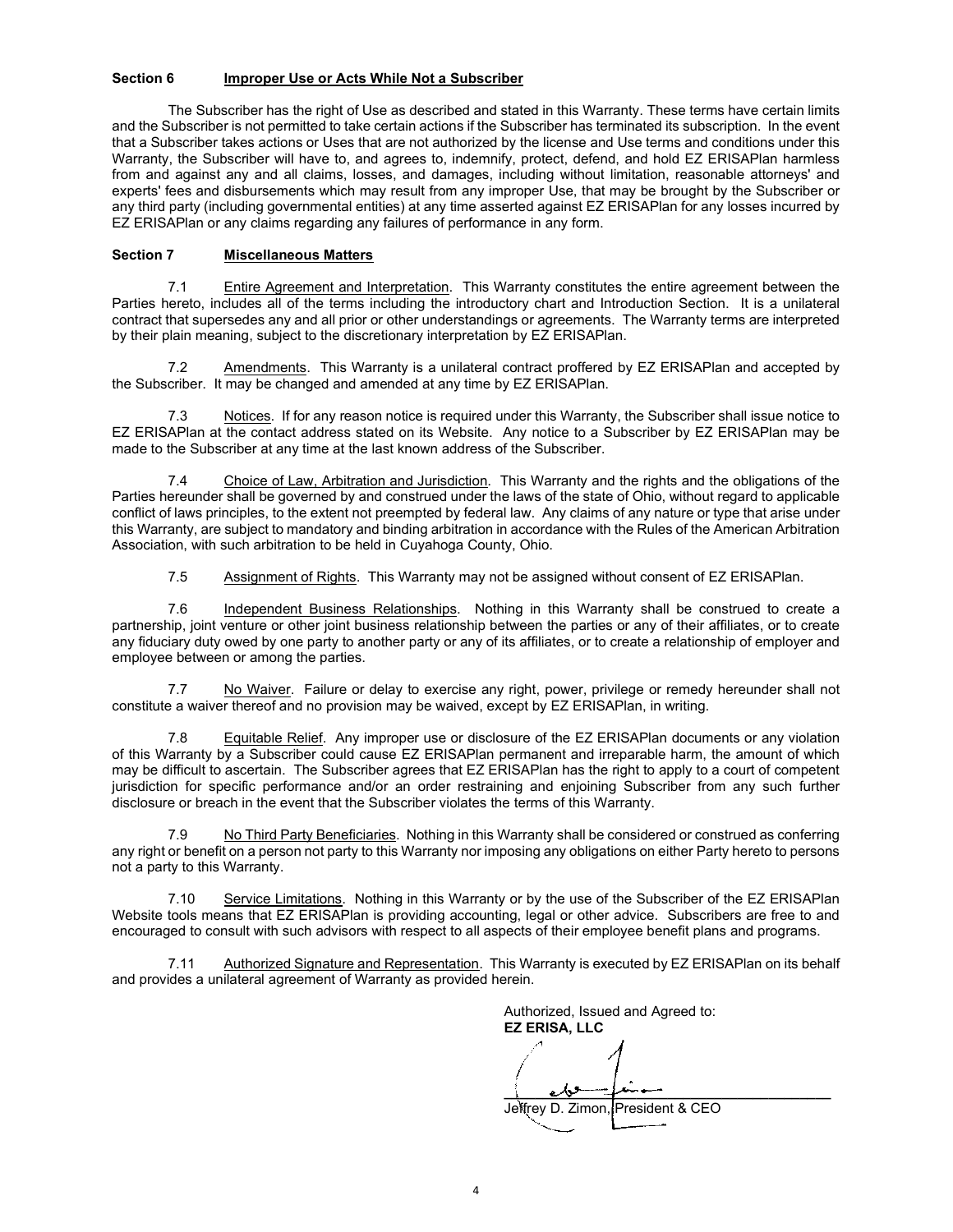**Section 6 Improper Use or Acts While Not a Subscriber**

The Subscriber has the right of Use as described and stated in this Warranty. These terms have certain limits and the Subscriber is not permitted to take certain actions if the Subscriber has terminated its subscription. In the event that a Subscriber takes actions or Uses that are not authorized by the license and Use terms and conditions under this Warranty, the Subscriber will have to, and agrees to, indemnify, protect, defend, and hold EZ ERISAPlan harmless from and against any and all claims, losses, and damages, including without limitation, reasonable attorneys' and experts' fees and disbursements which may result from any improper Use, that may be brought by the Subscriber or any third party (including governmental entities) at any time asserted against EZ ERISAPlan for any losses incurred by EZ ERISAPlan or any claims regarding any failures of performance in any form.

**Section 7 Miscellaneous Matters**

7.1 Entire Agreement and Interpretation. This Warranty constitutes the entire agreement between the Parties hereto, includes all of the terms including the introductory chart and Introduction Section. It is a unilateral contract that supersedes any and all prior or other understandings or agreements. The Warranty terms are interpreted by their plain meaning, subject to the discretionary interpretation by EZ ERISAPlan.

7.2 Amendments. This Warranty is a unilateral contract proffered by EZ ERISAPlan and accepted by the Subscriber. It may be changed and amended at any time by EZ ERISAPlan.

7.3 Notices. If for any reason notice is required under this Warranty, the Subscriber shall issue notice to EZ ERISAPlan at the contact address stated on its Website. Any notice to a Subscriber by EZ ERISAPlan may be made to the Subscriber at any time at the last known address of the Subscriber.

7.4 Choice of Law, Arbitration and Jurisdiction. This Warranty and the rights and the obligations of the Parties hereunder shall be governed by and construed under the laws of the state of Ohio, without regard to applicable conflict of laws principles, to the extent not preempted by federal law. Any claims of any nature or type that arise under this Warranty, are subject to mandatory and binding arbitration in accordance with the Rules of the American Arbitration Association, with such arbitration to be held in Cuyahoga County, Ohio.

7.5 Assignment of Rights. This Warranty may not be assigned without consent of EZ ERISAPlan.

7.6 Independent Business Relationships. Nothing in this Warranty shall be construed to create a partnership, joint venture or other joint business relationship between the parties or any of their affiliates, or to create any fiduciary duty owed by one party to another party or any of its affiliates, or to create a relationship of employer and employee between or among the parties.

7.7 No Waiver. Failure or delay to exercise any right, power, privilege or remedy hereunder shall not constitute a waiver thereof and no provision may be waived, except by EZ ERISAPlan, in writing.

7.8 Equitable Relief. Any improper use or disclosure of the EZ ERISAPlan documents or any violation of this Warranty by a Subscriber could cause EZ ERISAPlan permanent and irreparable harm, the amount of which may be difficult to ascertain. The Subscriber agrees that EZ ERISAPlan has the right to apply to a court of competent jurisdiction for specific performance and/or an order restraining and enjoining Subscriber from any such further disclosure or breach in the event that the Subscriber violates the terms of this Warranty.

7.9 No Third Party Beneficiaries. Nothing in this Warranty shall be considered or construed as conferring any right or benefit on a person not party to this Warranty nor imposing any obligations on either Party hereto to persons not a party to this Warranty.

7.10 Service Limitations. Nothing in this Warranty or by the use of the Subscriber of the EZ ERISAPlan Website tools means that EZ ERISAPlan is providing accounting, legal or other advice. Subscribers are free to and encouraged to consult with such advisors with respect to all aspects of their employee benefit plans and programs.

7.11 Authorized Signature and Representation. This Warranty is executed by EZ ERISAPlan on its behalf and provides a unilateral agreement of Warranty as provided herein.

Authorized, Issued and Agreed to:
**EZ ERISA, LLC**

Jeffrey D. Zimon, President & CEO